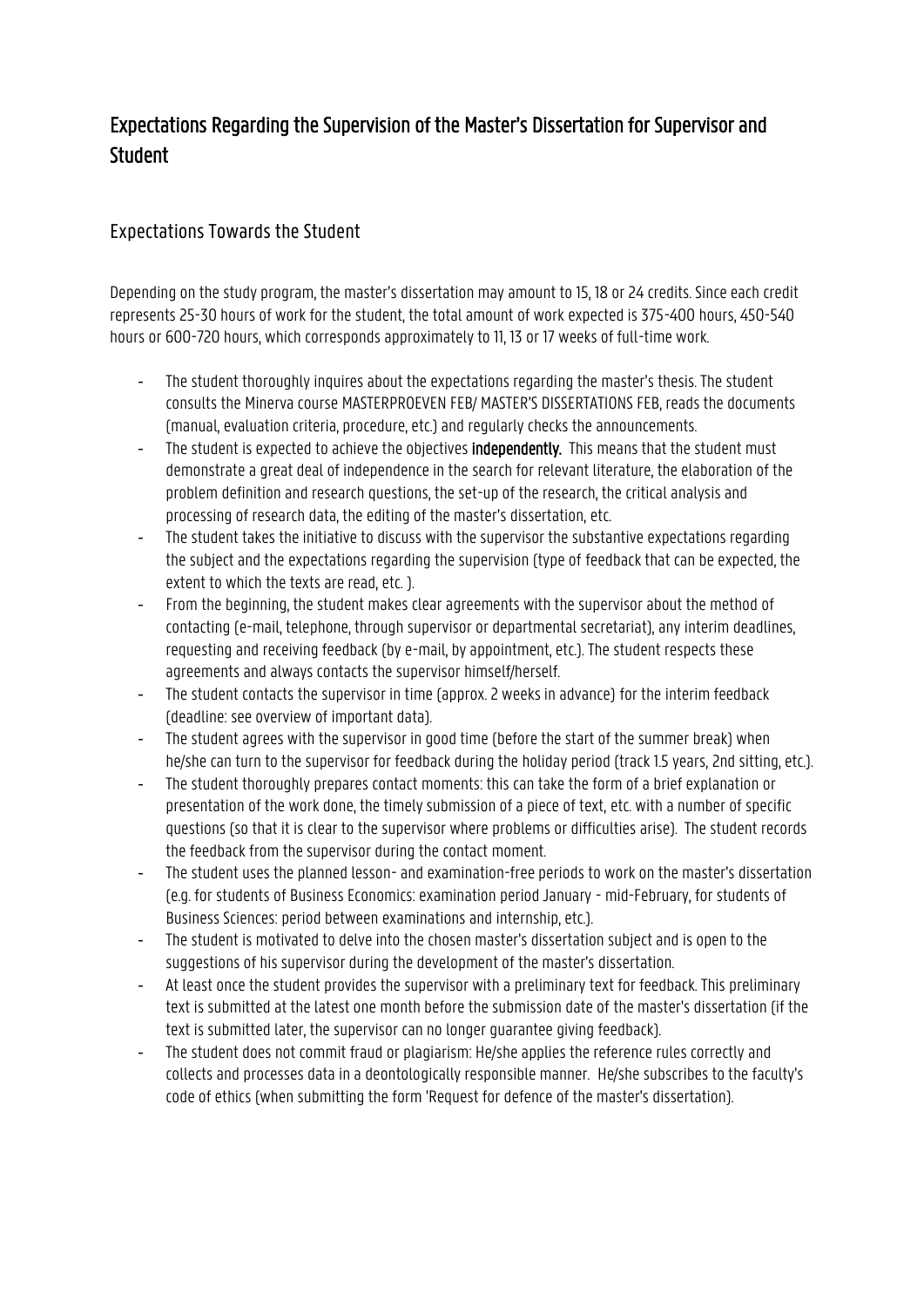# Expectations Regarding the Supervision of the Master's Dissertation for Supervisor and Student

## Expectations Towards the Student

Depending on the study program, the master's dissertation may amount to 15, 18 or 24 credits. Since each credit represents 25-30 hours of work for the student, the total amount of work expected is 375-400 hours, 450-540 hours or 600-720 hours, which corresponds approximately to 11, 13 or 17 weeks of full-time work.

- The student thoroughly inquires about the expectations regarding the master's thesis. The student consults the Minerva course MASTERPROEVEN FEB/ MASTER'S DISSERTATIONS FEB, reads the documents (manual, evaluation criteria, procedure, etc.) and regularly checks the announcements.
- The student is expected to achieve the objectives **independently.** This means that the student must demonstrate a great deal of independence in the search for relevant literature, the elaboration of the problem definition and research questions, the set-up of the research, the critical analysis and processing of research data, the editing of the master's dissertation, etc.
- The student takes the initiative to discuss with the supervisor the substantive expectations regarding the subject and the expectations regarding the supervision (type of feedback that can be expected, the extent to which the texts are read, etc. ).
- From the beginning, the student makes clear agreements with the supervisor about the method of contacting (e-mail, telephone, through supervisor or departmental secretariat), any interim deadlines, requesting and receiving feedback (by e-mail, by appointment, etc.). The student respects these agreements and always contacts the supervisor himself/herself.
- The student contacts the supervisor in time (approx. 2 weeks in advance) for the interim feedback (deadline: see overview of important data).
- The student agrees with the supervisor in good time (before the start of the summer break) when he/she can turn to the supervisor for feedback during the holiday period (track 1.5 years, 2nd sitting, etc.).
- The student thoroughly prepares contact moments: this can take the form of a brief explanation or presentation of the work done, the timely submission of a piece of text, etc. with a number of specific questions (so that it is clear to the supervisor where problems or difficulties arise). The student records the feedback from the supervisor during the contact moment.
- The student uses the planned lesson- and examination-free periods to work on the master's dissertation (e.g. for students of Business Economics: examination period January - mid-February, for students of Business Sciences: period between examinations and internship, etc.).
- The student is motivated to delve into the chosen master's dissertation subject and is open to the suggestions of his supervisor during the development of the master's dissertation.
- At least once the student provides the supervisor with a preliminary text for feedback. This preliminary text is submitted at the latest one month before the submission date of the master's dissertation (if the text is submitted later, the supervisor can no longer guarantee giving feedback).
- The student does not commit fraud or plagiarism: He/she applies the reference rules correctly and collects and processes data in a deontologically responsible manner. He/she subscribes to the faculty's code of ethics (when submitting the form 'Request for defence of the master's dissertation).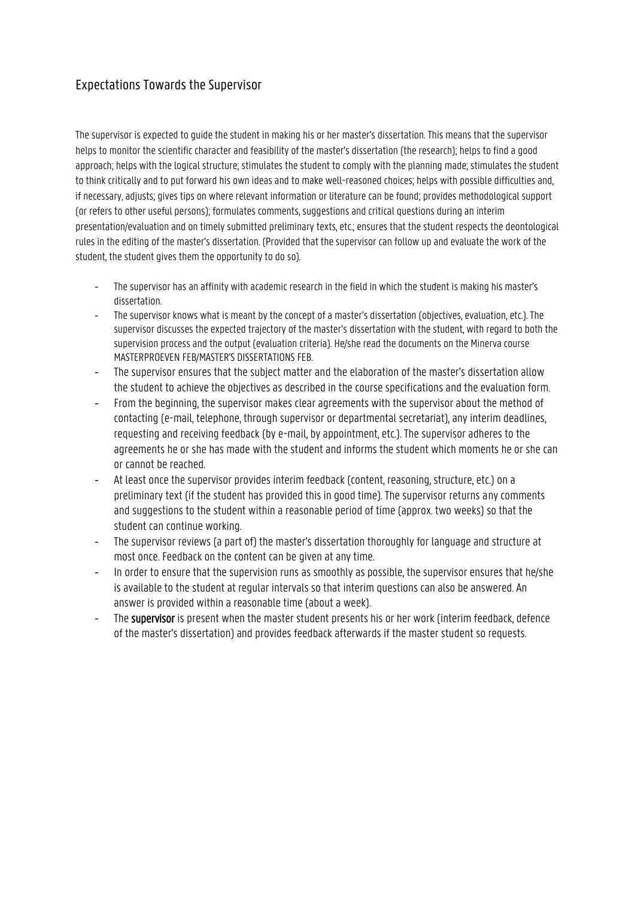## Expectations Towards the Supervisor

The supervisor is expected to guide the student in making his or her master's dissertation. This means that the supervisor helps to monitor the scientific character and feasibility of the master's dissertation (the research); helps to find a good approach; helps with the logical structure; stimulates the student to comply with the planning made; stimulates the student to think critically and to put forward his own ideas and to make well-reasoned choices; helps with possible difficulties and, if necessary, adjusts; gives tips on where relevant information or literature can be found; provides methodological support (or refers to other useful persons); formulates comments, suggestions and critical questions during an interim presentation/evaluation and on timely submitted preliminary texts, etc.; ensures that the student respects the deontological rules in the editing of the master's dissertation. (Provided that the supervisor can follow up and evaluate the work of the student, the student gives them the opportunity to do so).

- The supervisor has an affinity with academic research in the field in which the student is making his master's dissertation.
- The supervisor knows what is meant by the concept of a master's dissertation (objectives, evaluation, etc.). The supervisor discusses the expected trajectory of the master's dissertation with the student, with regard to both the supervision process and the output (evaluation criteria). He/she read the documents on the Minerva course MASTERPROEVEN FEB/MASTER'S DISSERTATIONS FEB.
- The supervisor ensures that the subject matter and the elaboration of the master's dissertation allow the student to achieve the objectives as described in the course specifications and the evaluation form.
- From the beginning, the supervisor makes clear agreements with the supervisor about the method of contacting (e-mail, telephone, through supervisor or departmental secretariat), any interim deadlines, requesting and receiving feedback (by e-mail, by appointment, etc.). The supervisor adheres to the agreements he or she has made with the student and informs the student which moments he or she can or cannot be reached.
- At least once the supervisor provides interim feedback (content, reasoning, structure, etc.) on a preliminary text (if the student has provided this in good time). The supervisor returns any comments and suggestions to the student within a reasonable period of time (approx. two weeks) so that the student can continue working.
- The supervisor reviews (a part of) the master's dissertation thoroughly for language and structure at most once. Feedback on the content can be given at any time.
- In order to ensure that the supervision runs as smoothly as possible, the supervisor ensures that he/she is available to the student at regular intervals so that interim questions can also be answered. An answer is provided within a reasonable time (about a week).
- The **supervisor** is present when the master student presents his or her work (interim feedback, defence of the master's dissertation) and provides feedback afterwards if the master student so requests.